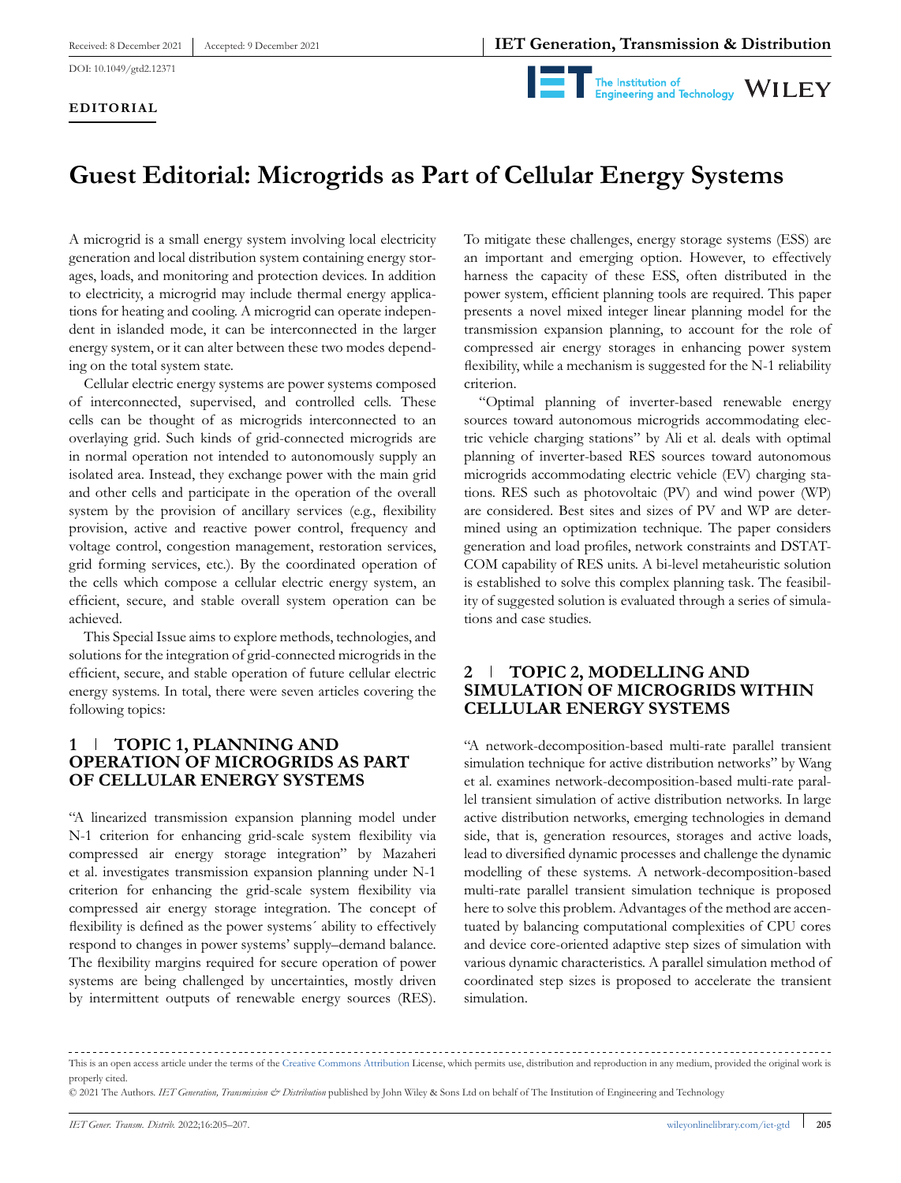Received: 8 December 2021 | Accepted: 9 December 2021

DOI: 10.1049/gtd2.12371

**EDITORIAL**

# Guest Editorial: Microgrids as Part of Cellular Energy Systems

A microgrid is a small energy system involving local electricity generation and local distribution system containing energy storages, loads, and monitoring and protection devices. In addition to electricity, a microgrid may include thermal energy applications for heating and cooling. A microgrid can operate independent in islanded mode, it can be interconnected in the larger energy system, or it can alter between these two modes depending on the total system state.

Cellular electric energy systems are power systems composed of interconnected, supervised, and controlled cells. These cells can be thought of as microgrids interconnected to an overlaying grid. Such kinds of grid-connected microgrids are in normal operation not intended to autonomously supply an isolated area. Instead, they exchange power with the main grid and other cells and participate in the operation of the overall system by the provision of ancillary services (e.g., flexibility provision, active and reactive power control, frequency and voltage control, congestion management, restoration services, grid forming services, etc.). By the coordinated operation of the cells which compose a cellular electric energy system, an efficient, secure, and stable overall system operation can be achieved.

This Special Issue aims to explore methods, technologies, and solutions for the integration of grid-connected microgrids in the efficient, secure, and stable operation of future cellular electric energy systems. In total, there were seven articles covering the following topics:

## 1 | TOPIC 1, PLANNING AND OPERATION OF MICROGRIDS AS PART OF CELLULAR ENERGY SYSTEMS

"A linearized transmission expansion planning model under N-1 criterion for enhancing grid-scale system flexibility via compressed air energy storage integration" by Mazaheri et al. investigates transmission expansion planning under N-1 criterion for enhancing the grid-scale system flexibility via compressed air energy storage integration. The concept of flexibility is defined as the power systems´ ability to effectively respond to changes in power systems' supply–demand balance. The flexibility margins required for secure operation of power systems are being challenged by uncertainties, mostly driven by intermittent outputs of renewable energy sources (RES). To mitigate these challenges, energy storage systems (ESS) are an important and emerging option. However, to effectively harness the capacity of these ESS, often distributed in the power system, efficient planning tools are required. This paper presents a novel mixed integer linear planning model for the transmission expansion planning, to account for the role of compressed air energy storages in enhancing power system flexibility, while a mechanism is suggested for the N-1 reliability criterion.

"Optimal planning of inverter-based renewable energy sources toward autonomous microgrids accommodating electric vehicle charging stations" by Ali et al. deals with optimal planning of inverter-based RES sources toward autonomous microgrids accommodating electric vehicle (EV) charging stations. RES such as photovoltaic (PV) and wind power (WP) are considered. Best sites and sizes of PV and WP are determined using an optimization technique. The paper considers generation and load profiles, network constraints and DSTATCOM capability of RES units. A bi-level metaheuristic solution is established to solve this complex planning task. The feasibility of suggested solution is evaluated through a series of simulations and case studies.

## 2 | TOPIC 2, MODELLING AND SIMULATION OF MICROGRIDS WITHIN CELLULAR ENERGY SYSTEMS

"A network-decomposition-based multi-rate parallel transient simulation technique for active distribution networks" by Wang et al. examines network-decomposition-based multi-rate parallel transient simulation of active distribution networks. In large active distribution networks, emerging technologies in demand side, that is, generation resources, storages and active loads, lead to diversified dynamic processes and challenge the dynamic modelling of these systems. A network-decomposition-based multi-rate parallel transient simulation technique is proposed here to solve this problem. Advantages of the method are accentuated by balancing computational complexities of CPU cores and device core-oriented adaptive step sizes of simulation with various dynamic characteristics. A parallel simulation method of coordinated step sizes is proposed to accelerate the transient simulation.

This is an open access article under the terms of the Creative Commons Attribution License, which permits use, distribution and reproduction in any medium, provided the original work is properly cited.

© 2021 The Authors. *IET Generation, Transmission & Distribution* published by John Wiley & Sons Ltd on behalf of The Institution of Engineering and Technology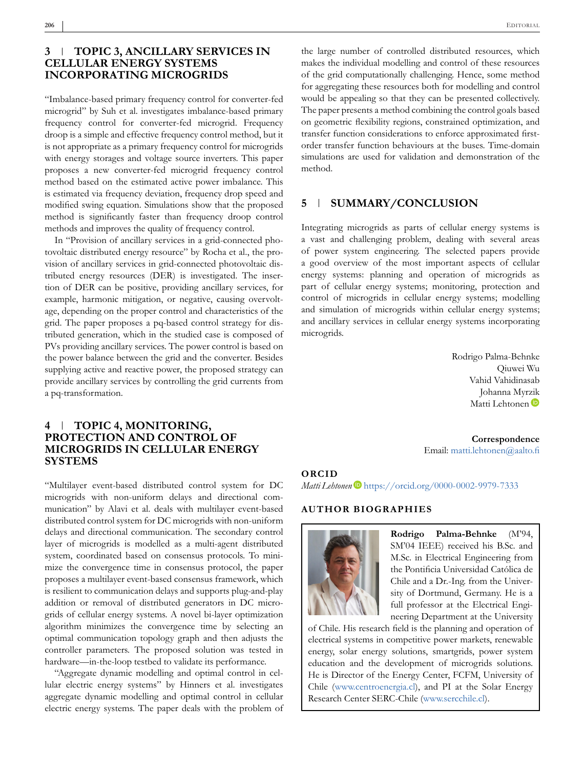## 3 | TOPIC 3, ANCILLARY SERVICES IN CELLULAR ENERGY SYSTEMS INCORPORATING MICROGRIDS

"Imbalance-based primary frequency control for converter-fed microgrid" by Suh et al. investigates imbalance-based primary frequency control for converter-fed microgrid. Frequency droop is a simple and effective frequency control method, but it is not appropriate as a primary frequency control for microgrids with energy storages and voltage source inverters. This paper proposes a new converter-fed microgrid frequency control method based on the estimated active power imbalance. This is estimated via frequency deviation, frequency drop speed and modified swing equation. Simulations show that the proposed method is significantly faster than frequency droop control methods and improves the quality of frequency control.

In "Provision of ancillary services in a grid-connected photovoltaic distributed energy resource" by Rocha et al., the provision of ancillary services in grid-connected photovoltaic distributed energy resources (DER) is investigated. The insertion of DER can be positive, providing ancillary services, for example, harmonic mitigation, or negative, causing overvoltage, depending on the proper control and characteristics of the grid. The paper proposes a pq-based control strategy for distributed generation, which in the studied case is composed of PVs providing ancillary services. The power control is based on the power balance between the grid and the converter. Besides supplying active and reactive power, the proposed strategy can provide ancillary services by controlling the grid currents from a pq-transformation.

## 4 | TOPIC 4, MONITORING, PROTECTION AND CONTROL OF MICROGRIDS IN CELLULAR ENERGY SYSTEMS

"Multilayer event-based distributed control system for DC microgrids with non-uniform delays and directional communication" by Alavi et al. deals with multilayer event-based distributed control system for DC microgrids with non-uniform delays and directional communication. The secondary control layer of microgrids is modelled as a multi-agent distributed system, coordinated based on consensus protocols. To minimize the convergence time in consensus protocol, the paper proposes a multilayer event-based consensus framework, which is resilient to communication delays and supports plug-and-play addition or removal of distributed generators in DC microgrids of cellular energy systems. A novel bi-layer optimization algorithm minimizes the convergence time by selecting an optimal communication topology graph and then adjusts the controller parameters. The proposed solution was tested in hardware—in-the-loop testbed to validate its performance.

"Aggregate dynamic modelling and optimal control in cellular electric energy systems" by Hinners et al. investigates aggregate dynamic modelling and optimal control in cellular electric energy systems. The paper deals with the problem of the large number of controlled distributed resources, which makes the individual modelling and control of these resources of the grid computationally challenging. Hence, some method for aggregating these resources both for modelling and control would be appealing so that they can be presented collectively. The paper presents a method combining the control goals based on geometric flexibility regions, constrained optimization, and transfer function considerations to enforce approximated first-order transfer function behaviours at the buses. Time-domain simulations are used for validation and demonstration of the method.

## 5 | SUMMARY/CONCLUSION

Integrating microgrids as parts of cellular energy systems is a vast and challenging problem, dealing with several areas of power system engineering. The selected papers provide a good overview of the most important aspects of cellular energy systems: planning and operation of microgrids as part of cellular energy systems; monitoring, protection and control of microgrids in cellular energy systems; modelling and simulation of microgrids within cellular energy systems; and ancillary services in cellular energy systems incorporating microgrids.

Rodrigo Palma-Behnke
Qiuwei Wu
Vahid Vahidinasab
Johanna Myrzik
Matti Lehtonen

**Correspondence**
Email: matti.lehtonen@aalto.fi

### ORCID

*Matti Lehtonen* https://orcid.org/0000-0002-9979-7333

### AUTHOR BIOGRAPHIES

**Rodrigo Palma-Behnke** (M'94, SM'04 IEEE) received his B.Sc. and M.Sc. in Electrical Engineering from the Pontificia Universidad Católica de Chile and a Dr.-Ing. from the University of Dortmund, Germany. He is a full professor at the Electrical Engineering Department at the University of Chile. His research field is the planning and operation of electrical systems in competitive power markets, renewable energy, solar energy solutions, smartgrids, power system education and the development of microgrids solutions. He is Director of the Energy Center, FCFM, University of Chile (www.centroenergia.cl), and PI at the Solar Energy Research Center SERC-Chile (www.serchile.cl).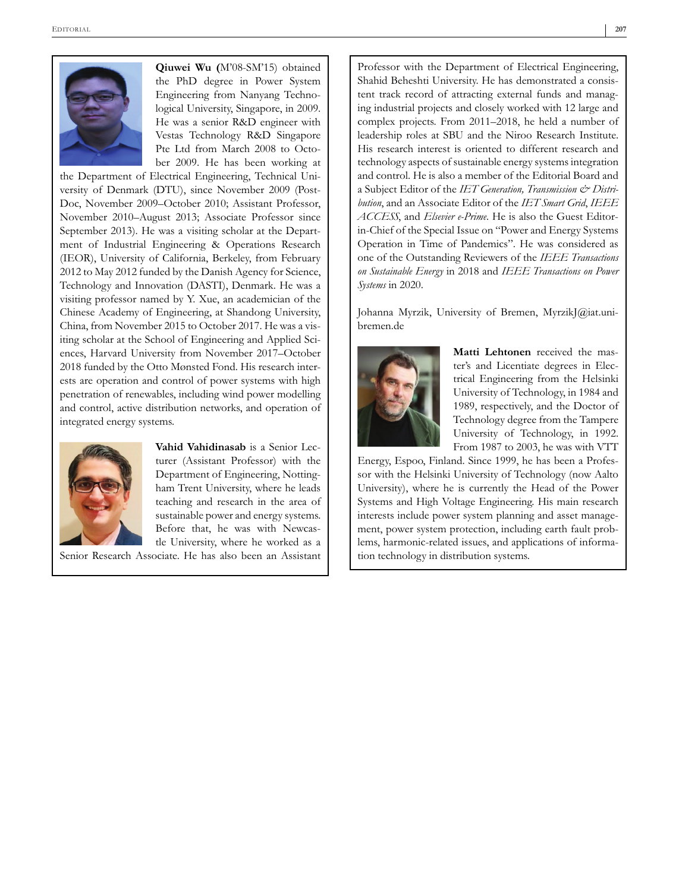**Qiuwei Wu (**M'08-SM'15) obtained the PhD degree in Power System Engineering from Nanyang Technological University, Singapore, in 2009. He was a senior R&D engineer with Vestas Technology R&D Singapore Pte Ltd from March 2008 to October 2009. He has been working at the Department of Electrical Engineering, Technical University of Denmark (DTU), since November 2009 (PostDoc, November 2009–October 2010; Assistant Professor, November 2010–August 2013; Associate Professor since September 2013). He was a visiting scholar at the Department of Industrial Engineering & Operations Research (IEOR), University of California, Berkeley, from February 2012 to May 2012 funded by the Danish Agency for Science, Technology and Innovation (DASTI), Denmark. He was a visiting professor named by Y. Xue, an academician of the Chinese Academy of Engineering, at Shandong University, China, from November 2015 to October 2017. He was a visiting scholar at the School of Engineering and Applied Sciences, Harvard University from November 2017–October 2018 funded by the Otto Mønsted Fond. His research interests are operation and control of power systems with high penetration of renewables, including wind power modelling and control, active distribution networks, and operation of integrated energy systems.

**Vahid Vahidinasab** is a Senior Lecturer (Assistant Professor) with the Department of Engineering, Nottingham Trent University, where he leads teaching and research in the area of sustainable power and energy systems. Before that, he was with Newcastle University, where he worked as a Senior Research Associate. He has also been an Assistant Professor with the Department of Electrical Engineering, Shahid Beheshti University. He has demonstrated a consistent track record of attracting external funds and managing industrial projects and closely worked with 12 large and complex projects. From 2011–2018, he held a number of leadership roles at SBU and the Niroo Research Institute. His research interest is oriented to different research and technology aspects of sustainable energy systems integration and control. He is also a member of the Editorial Board and a Subject Editor of the *IET Generation, Transmission & Distribution*, and an Associate Editor of the *IET Smart Grid*, *IEEE ACCESS*, and *Elsevier e-Prime*. He is also the Guest Editor-in-Chief of the Special Issue on "Power and Energy Systems Operation in Time of Pandemics". He was considered as one of the Outstanding Reviewers of the *IEEE Transactions on Sustainable Energy* in 2018 and *IEEE Transactions on Power Systems* in 2020.

Johanna Myrzik, University of Bremen, MyrzikJ@iat.uni-bremen.de

**Matti Lehtonen** received the master's and Licentiate degrees in Electrical Engineering from the Helsinki University of Technology, in 1984 and 1989, respectively, and the Doctor of Technology degree from the Tampere University of Technology, in 1992. From 1987 to 2003, he was with VTT Energy, Espoo, Finland. Since 1999, he has been a Professor with the Helsinki University of Technology (now Aalto University), where he is currently the Head of the Power Systems and High Voltage Engineering. His main research interests include power system planning and asset management, power system protection, including earth fault problems, harmonic-related issues, and applications of information technology in distribution systems.